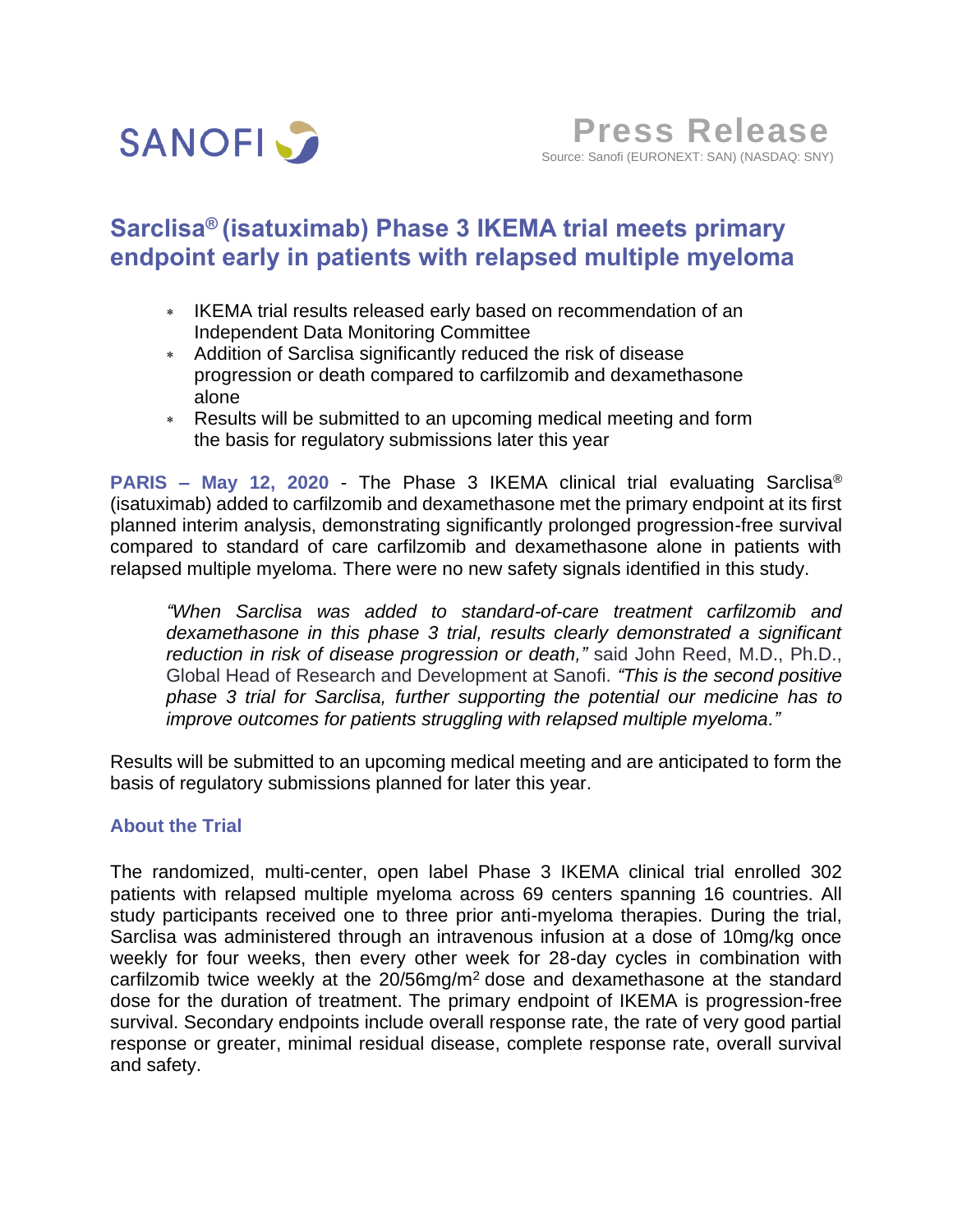SANOFI

Press Release

Source: Sanofi (EURONEXT: SAN) (NASDAQ: SNY)

# Sarclisa® (isatuximab) Phase 3 IKEMA trial meets primary endpoint early in patients with relapsed multiple myeloma

- IKEMA trial results released early based on recommendation of an Independent Data Monitoring Committee
- Addition of Sarclisa significantly reduced the risk of disease progression or death compared to carfilzomib and dexamethasone alone
- Results will be submitted to an upcoming medical meeting and form the basis for regulatory submissions later this year

**PARIS – May 12, 2020** - The Phase 3 IKEMA clinical trial evaluating Sarclisa® (isatuximab) added to carfilzomib and dexamethasone met the primary endpoint at its first planned interim analysis, demonstrating significantly prolonged progression-free survival compared to standard of care carfilzomib and dexamethasone alone in patients with relapsed multiple myeloma. There were no new safety signals identified in this study.

> *"When Sarclisa was added to standard-of-care treatment carfilzomib and dexamethasone in this phase 3 trial, results clearly demonstrated a significant reduction in risk of disease progression or death,"* said John Reed, M.D., Ph.D., Global Head of Research and Development at Sanofi. *"This is the second positive phase 3 trial for Sarclisa, further supporting the potential our medicine has to improve outcomes for patients struggling with relapsed multiple myeloma."*

Results will be submitted to an upcoming medical meeting and are anticipated to form the basis of regulatory submissions planned for later this year.

## About the Trial

The randomized, multi-center, open label Phase 3 IKEMA clinical trial enrolled 302 patients with relapsed multiple myeloma across 69 centers spanning 16 countries. All study participants received one to three prior anti-myeloma therapies. During the trial, Sarclisa was administered through an intravenous infusion at a dose of 10mg/kg once weekly for four weeks, then every other week for 28-day cycles in combination with carfilzomib twice weekly at the 20/56mg/$m^2$ dose and dexamethasone at the standard dose for the duration of treatment. The primary endpoint of IKEMA is progression-free survival. Secondary endpoints include overall response rate, the rate of very good partial response or greater, minimal residual disease, complete response rate, overall survival and safety.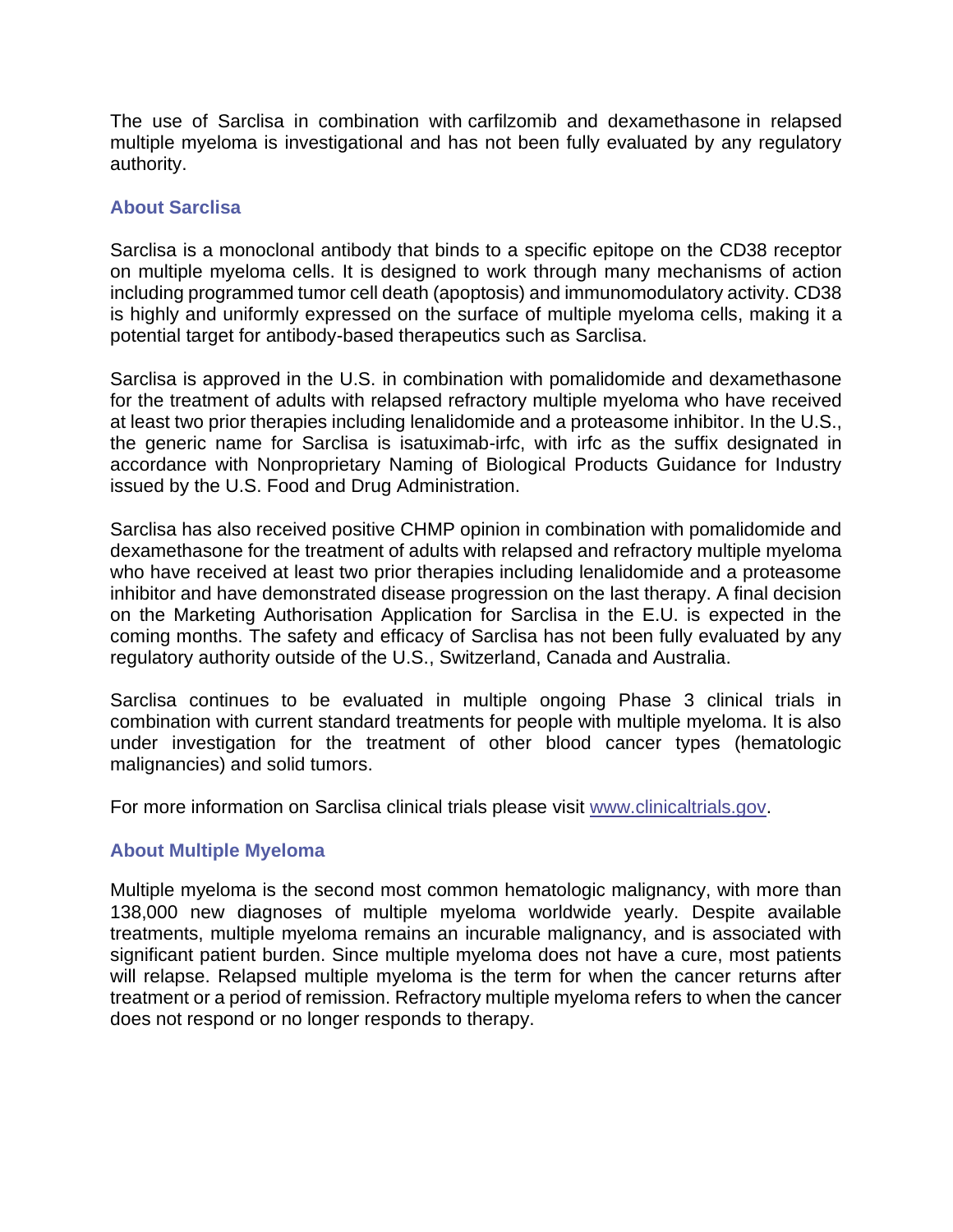The use of Sarclisa in combination with carfilzomib and dexamethasone in relapsed multiple myeloma is investigational and has not been fully evaluated by any regulatory authority.

## About Sarclisa

Sarclisa is a monoclonal antibody that binds to a specific epitope on the CD38 receptor on multiple myeloma cells. It is designed to work through many mechanisms of action including programmed tumor cell death (apoptosis) and immunomodulatory activity. CD38 is highly and uniformly expressed on the surface of multiple myeloma cells, making it a potential target for antibody-based therapeutics such as Sarclisa.

Sarclisa is approved in the U.S. in combination with pomalidomide and dexamethasone for the treatment of adults with relapsed refractory multiple myeloma who have received at least two prior therapies including lenalidomide and a proteasome inhibitor. In the U.S., the generic name for Sarclisa is isatuximab-irfc, with irfc as the suffix designated in accordance with Nonproprietary Naming of Biological Products Guidance for Industry issued by the U.S. Food and Drug Administration.

Sarclisa has also received positive CHMP opinion in combination with pomalidomide and dexamethasone for the treatment of adults with relapsed and refractory multiple myeloma who have received at least two prior therapies including lenalidomide and a proteasome inhibitor and have demonstrated disease progression on the last therapy. A final decision on the Marketing Authorisation Application for Sarclisa in the E.U. is expected in the coming months. The safety and efficacy of Sarclisa has not been fully evaluated by any regulatory authority outside of the U.S., Switzerland, Canada and Australia.

Sarclisa continues to be evaluated in multiple ongoing Phase 3 clinical trials in combination with current standard treatments for people with multiple myeloma. It is also under investigation for the treatment of other blood cancer types (hematologic malignancies) and solid tumors.

For more information on Sarclisa clinical trials please visit [www.clinicaltrials.gov](www.clinicaltrials.gov).

## About Multiple Myeloma

Multiple myeloma is the second most common hematologic malignancy, with more than 138,000 new diagnoses of multiple myeloma worldwide yearly. Despite available treatments, multiple myeloma remains an incurable malignancy, and is associated with significant patient burden. Since multiple myeloma does not have a cure, most patients will relapse. Relapsed multiple myeloma is the term for when the cancer returns after treatment or a period of remission. Refractory multiple myeloma refers to when the cancer does not respond or no longer responds to therapy.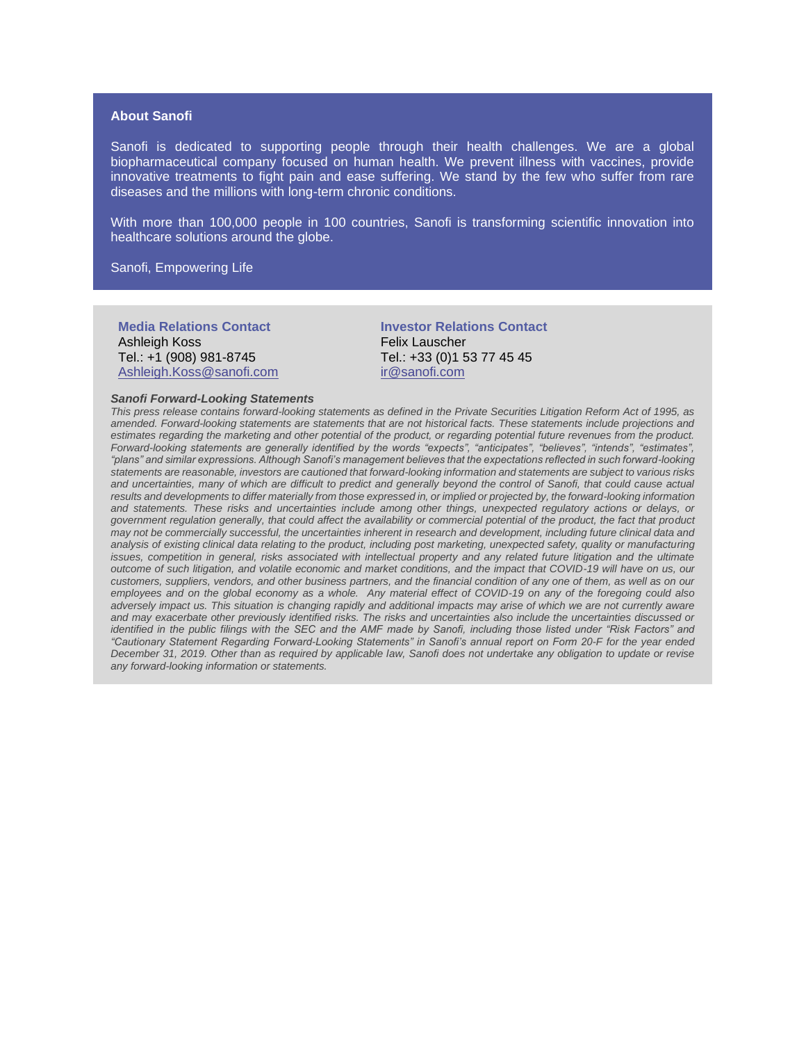**About Sanofi**

Sanofi is dedicated to supporting people through their health challenges. We are a global biopharmaceutical company focused on human health. We prevent illness with vaccines, provide innovative treatments to fight pain and ease suffering. We stand by the few who suffer from rare diseases and the millions with long-term chronic conditions.

With more than 100,000 people in 100 countries, Sanofi is transforming scientific innovation into healthcare solutions around the globe.

Sanofi, Empowering Life

**Media Relations Contact**
Ashleigh Koss
Tel.: +1 (908) 981-8745
Ashleigh.Koss@sanofi.com

**Investor Relations Contact**
Felix Lauscher
Tel.: +33 (0)1 53 77 45 45
ir@sanofi.com

***Sanofi Forward-Looking Statements***

*This press release contains forward-looking statements as defined in the Private Securities Litigation Reform Act of 1995, as amended. Forward-looking statements are statements that are not historical facts. These statements include projections and estimates regarding the marketing and other potential of the product, or regarding potential future revenues from the product. Forward-looking statements are generally identified by the words "expects", "anticipates", "believes", "intends", "estimates", "plans" and similar expressions. Although Sanofi's management believes that the expectations reflected in such forward-looking statements are reasonable, investors are cautioned that forward-looking information and statements are subject to various risks and uncertainties, many of which are difficult to predict and generally beyond the control of Sanofi, that could cause actual results and developments to differ materially from those expressed in, or implied or projected by, the forward-looking information and statements. These risks and uncertainties include among other things, unexpected regulatory actions or delays, or government regulation generally, that could affect the availability or commercial potential of the product, the fact that product may not be commercially successful, the uncertainties inherent in research and development, including future clinical data and analysis of existing clinical data relating to the product, including post marketing, unexpected safety, quality or manufacturing issues, competition in general, risks associated with intellectual property and any related future litigation and the ultimate outcome of such litigation, and volatile economic and market conditions, and the impact that COVID-19 will have on us, our customers, suppliers, vendors, and other business partners, and the financial condition of any one of them, as well as on our employees and on the global economy as a whole. Any material effect of COVID-19 on any of the foregoing could also adversely impact us. This situation is changing rapidly and additional impacts may arise of which we are not currently aware and may exacerbate other previously identified risks. The risks and uncertainties also include the uncertainties discussed or identified in the public filings with the SEC and the AMF made by Sanofi, including those listed under "Risk Factors" and "Cautionary Statement Regarding Forward-Looking Statements" in Sanofi's annual report on Form 20-F for the year ended December 31, 2019. Other than as required by applicable law, Sanofi does not undertake any obligation to update or revise any forward-looking information or statements.*